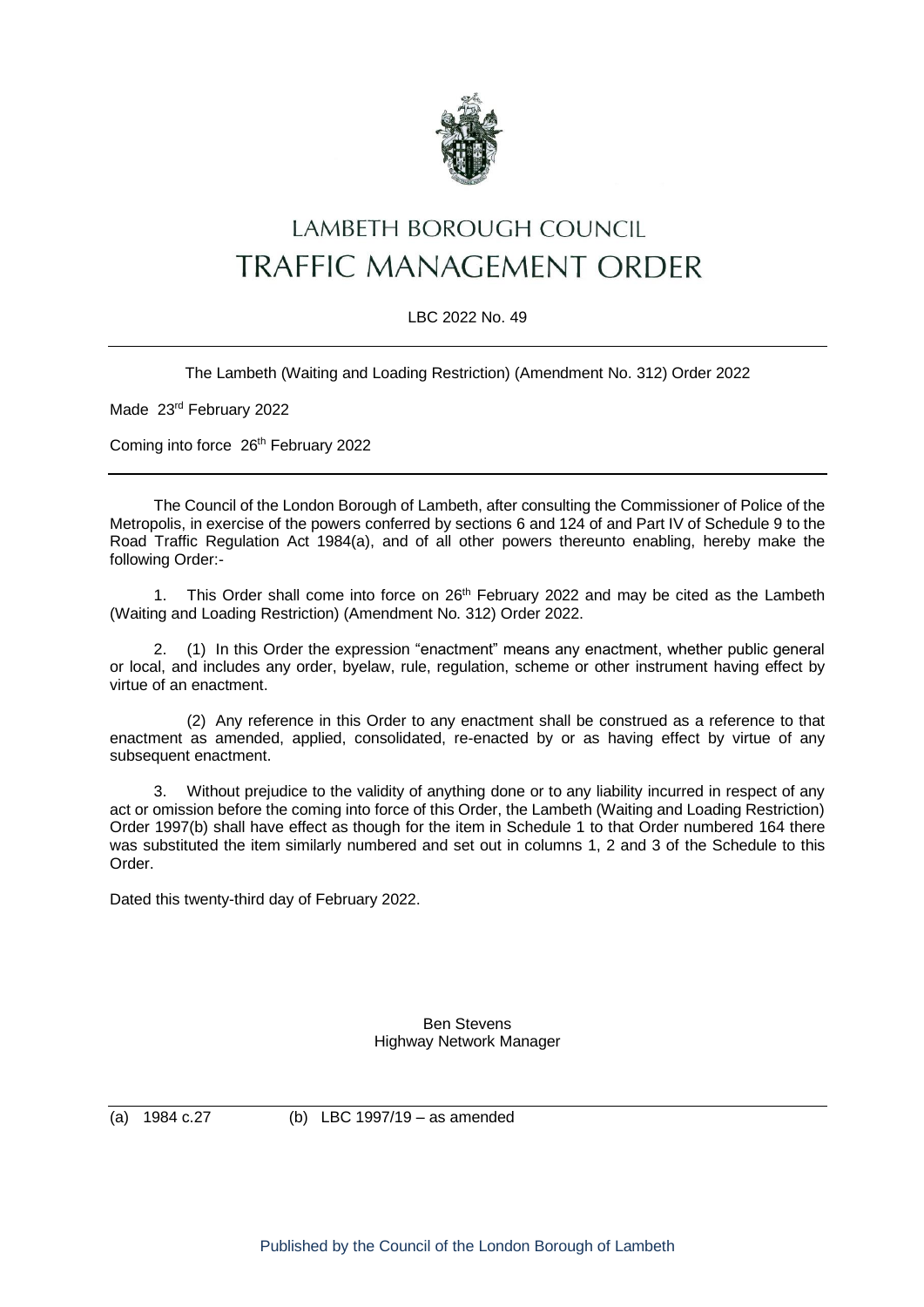# LAMBETH BOROUGH COUNCIL
# TRAFFIC MANAGEMENT ORDER

LBC 2022 No. 49

---

The Lambeth (Waiting and Loading Restriction) (Amendment No. 312) Order 2022

Made 23rd February 2022

Coming into force 26th February 2022

---

The Council of the London Borough of Lambeth, after consulting the Commissioner of Police of the Metropolis, in exercise of the powers conferred by sections 6 and 124 of and Part IV of Schedule 9 to the Road Traffic Regulation Act 1984(a), and of all other powers thereunto enabling, hereby make the following Order:-

1. This Order shall come into force on 26th February 2022 and may be cited as the Lambeth (Waiting and Loading Restriction) (Amendment No. 312) Order 2022.

2. (1) In this Order the expression "enactment" means any enactment, whether public general or local, and includes any order, byelaw, rule, regulation, scheme or other instrument having effect by virtue of an enactment.

   (2) Any reference in this Order to any enactment shall be construed as a reference to that enactment as amended, applied, consolidated, re-enacted by or as having effect by virtue of any subsequent enactment.

3. Without prejudice to the validity of anything done or to any liability incurred in respect of any act or omission before the coming into force of this Order, the Lambeth (Waiting and Loading Restriction) Order 1997(b) shall have effect as though for the item in Schedule 1 to that Order numbered 164 there was substituted the item similarly numbered and set out in columns 1, 2 and 3 of the Schedule to this Order.

Dated this twenty-third day of February 2022.

Ben Stevens
Highway Network Manager

---

(a) 1984 c.27 (b) LBC 1997/19 – as amended

Published by the Council of the London Borough of Lambeth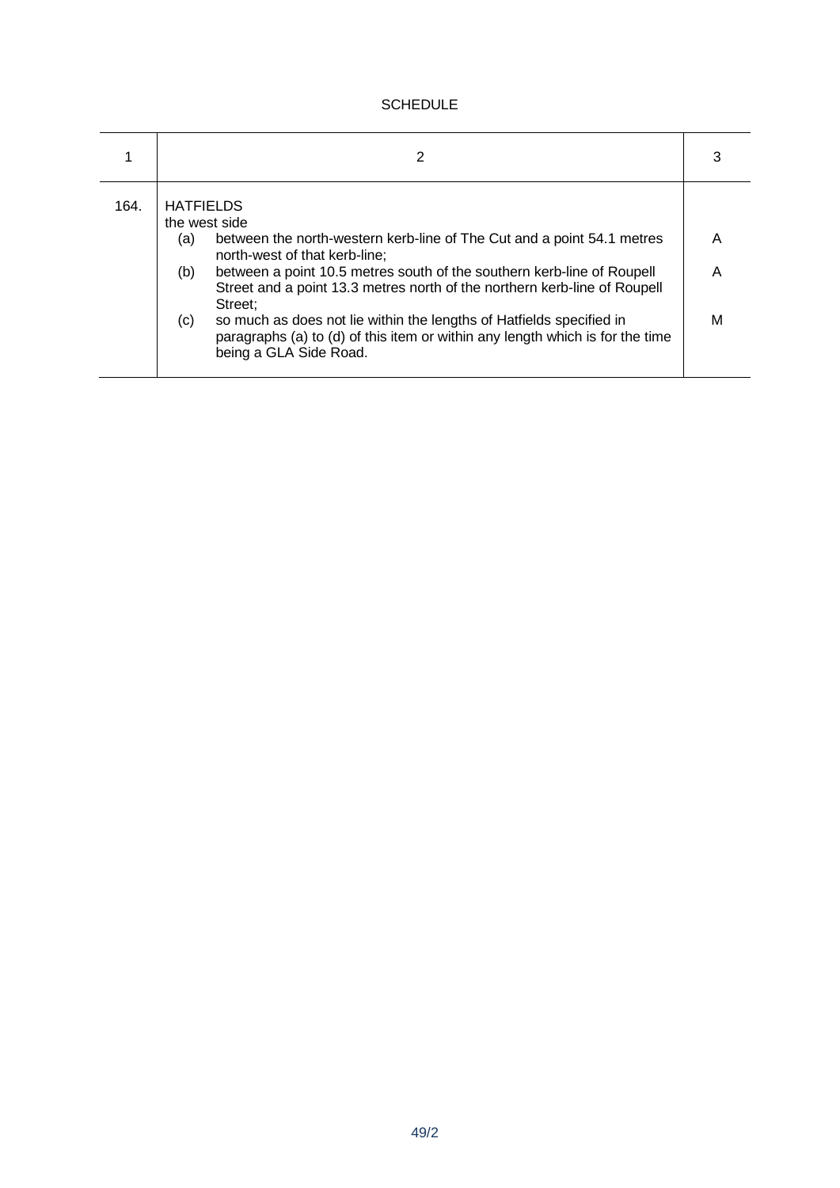SCHEDULE

| 1 | 2 | 3 |
|---|---|---|
| 164. | HATFIELDS<br>the west side | |
| | (a) between the north-western kerb-line of The Cut and a point 54.1 metres north-west of that kerb-line; | A |
| | (b) between a point 10.5 metres south of the southern kerb-line of Roupell Street and a point 13.3 metres north of the northern kerb-line of Roupell Street; | A |
| | (c) so much as does not lie within the lengths of Hatfields specified in paragraphs (a) to (d) of this item or within any length which is for the time being a GLA Side Road. | M |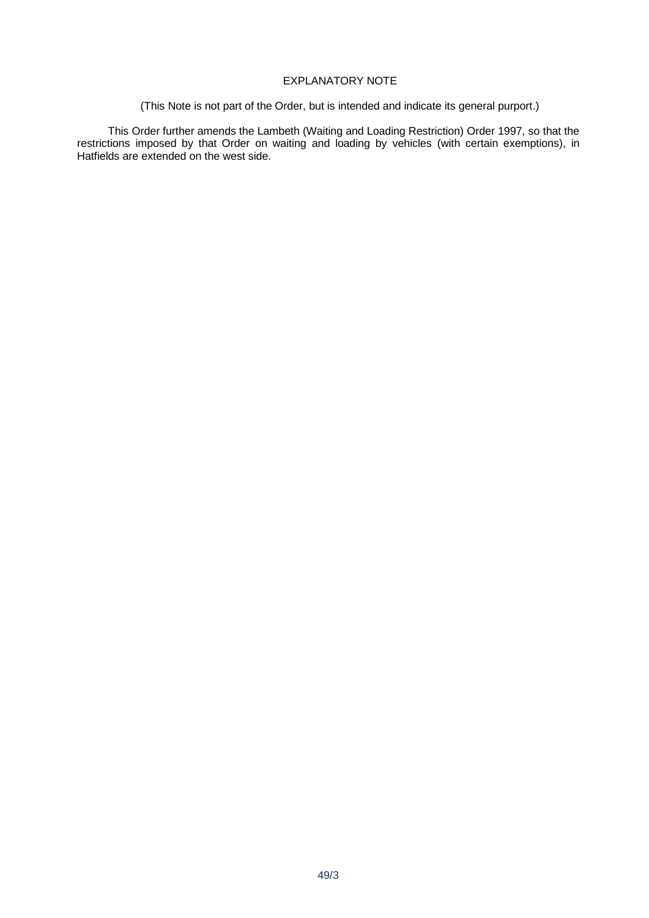# EXPLANATORY NOTE

(This Note is not part of the Order, but is intended and indicate its general purport.)

This Order further amends the Lambeth (Waiting and Loading Restriction) Order 1997, so that the restrictions imposed by that Order on waiting and loading by vehicles (with certain exemptions), in Hatfields are extended on the west side.